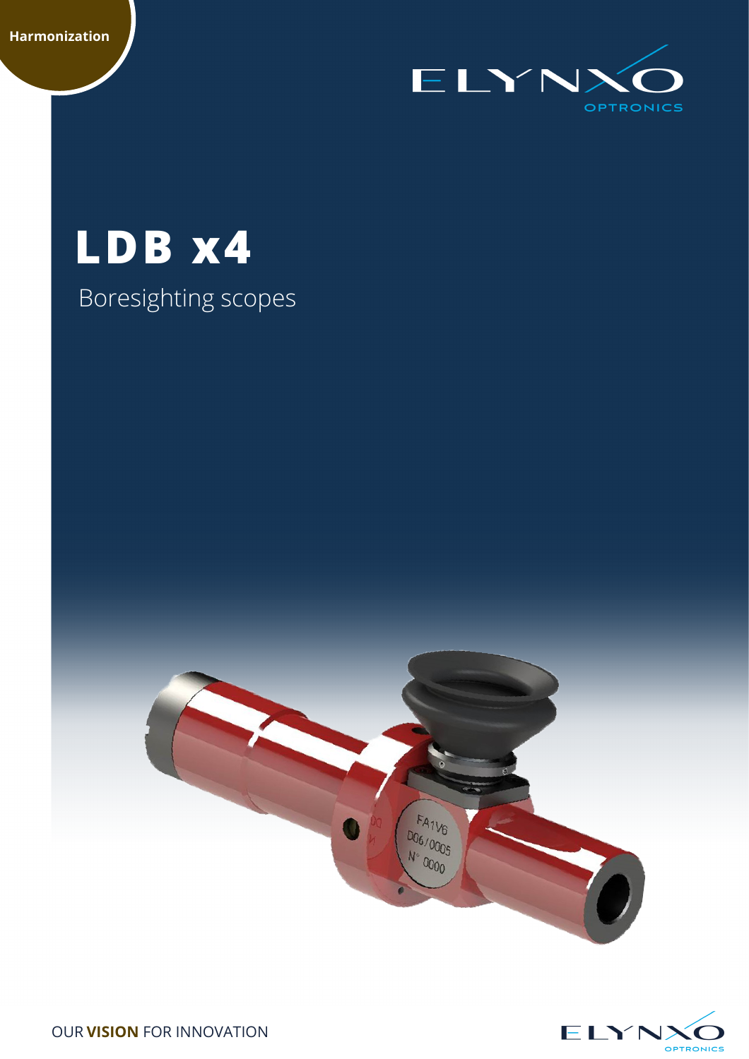Harmonization

ELYNXO OPTRONICS

# LDB x4

## Boresighting scopes

OUR **VISION** FOR INNOVATION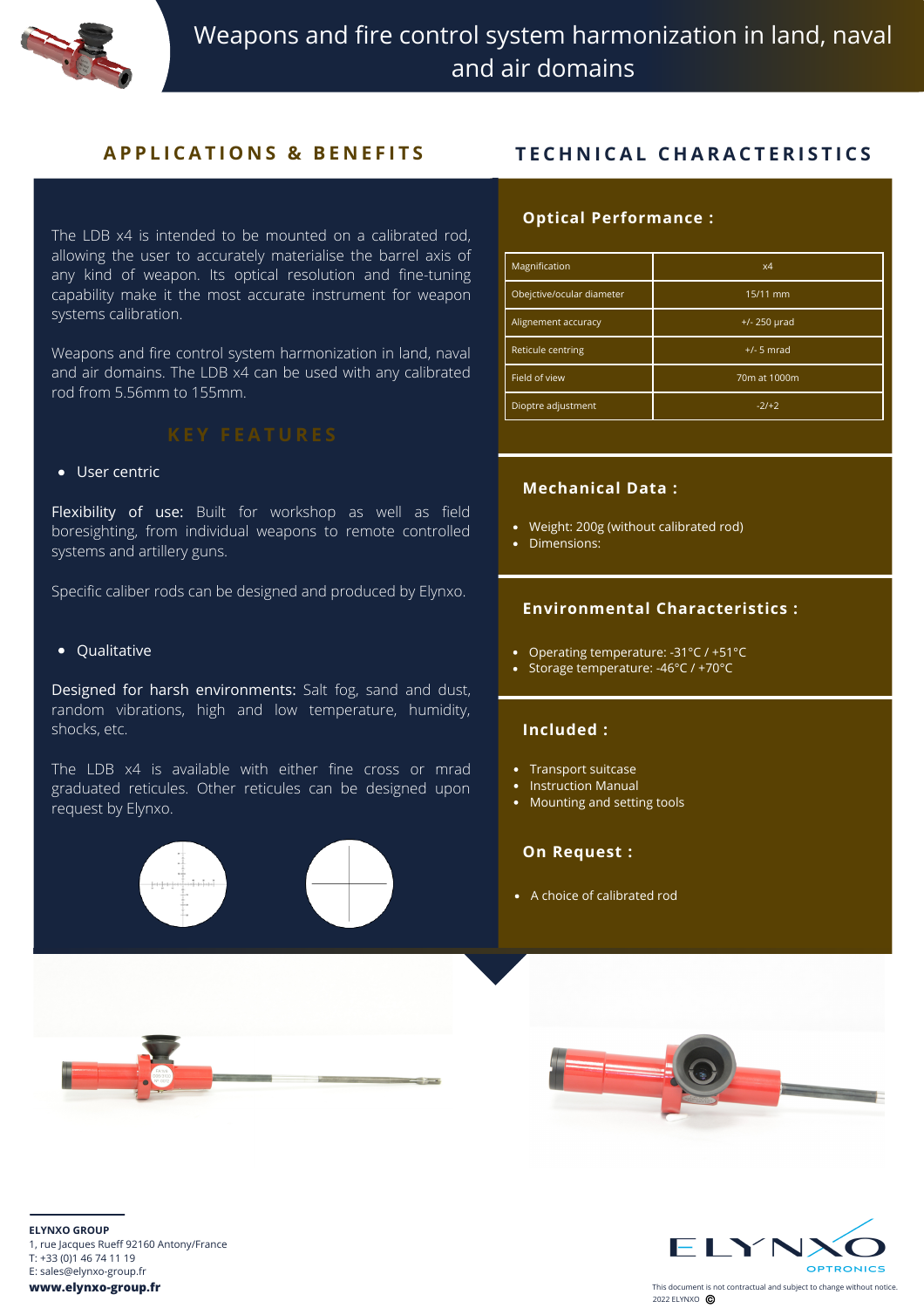# Weapons and fire control system harmonization in land, naval and air domains

## APPLICATIONS & BENEFITS

The LDB x4 is intended to be mounted on a calibrated rod, allowing the user to accurately materialise the barrel axis of any kind of weapon. Its optical resolution and fine-tuning capability make it the most accurate instrument for weapon systems calibration.

Weapons and fire control system harmonization in land, naval and air domains. The LDB x4 can be used with any calibrated rod from 5.56mm to 155mm.

### KEY FEATURES

- User centric

Flexibility of use: Built for workshop as well as field boresighting, from individual weapons to remote controlled systems and artillery guns.

Specific caliber rods can be designed and produced by Elynxo.

- Qualitative

Designed for harsh environments: Salt fog, sand and dust, random vibrations, high and low temperature, humidity, shocks, etc.

The LDB x4 is available with either fine cross or mrad graduated reticules. Other reticules can be designed upon request by Elynxo.

## TECHNICAL CHARACTERISTICS

### Optical Performance :

| | |
|---|---|
| Magnification | x4 |
| Obejctive/ocular diameter | 15/11 mm |
| Alignement accuracy | +/- 250 µrad |
| Reticule centring | +/- 5 mrad |
| Field of view | 70m at 1000m |
| Dioptre adjustment | -2/+2 |

### Mechanical Data :

- Weight: 200g (without calibrated rod)
- Dimensions:

### Environmental Characteristics :

- Operating temperature: -31°C / +51°C
- Storage temperature: -46°C / +70°C

### Included :

- Transport suitcase
- Instruction Manual
- Mounting and setting tools

### On Request :

- A choice of calibrated rod

**ELYNXO GROUP**
1, rue Jacques Rueff 92160 Antony/France
T: +33 (0)1 46 74 11 19
E: sales@elynxo-group.fr
**www.elynxo-group.fr**

ELYNXO OPTRONICS

This document is not contractual and subject to change without notice.
2022 ELYNXO ©